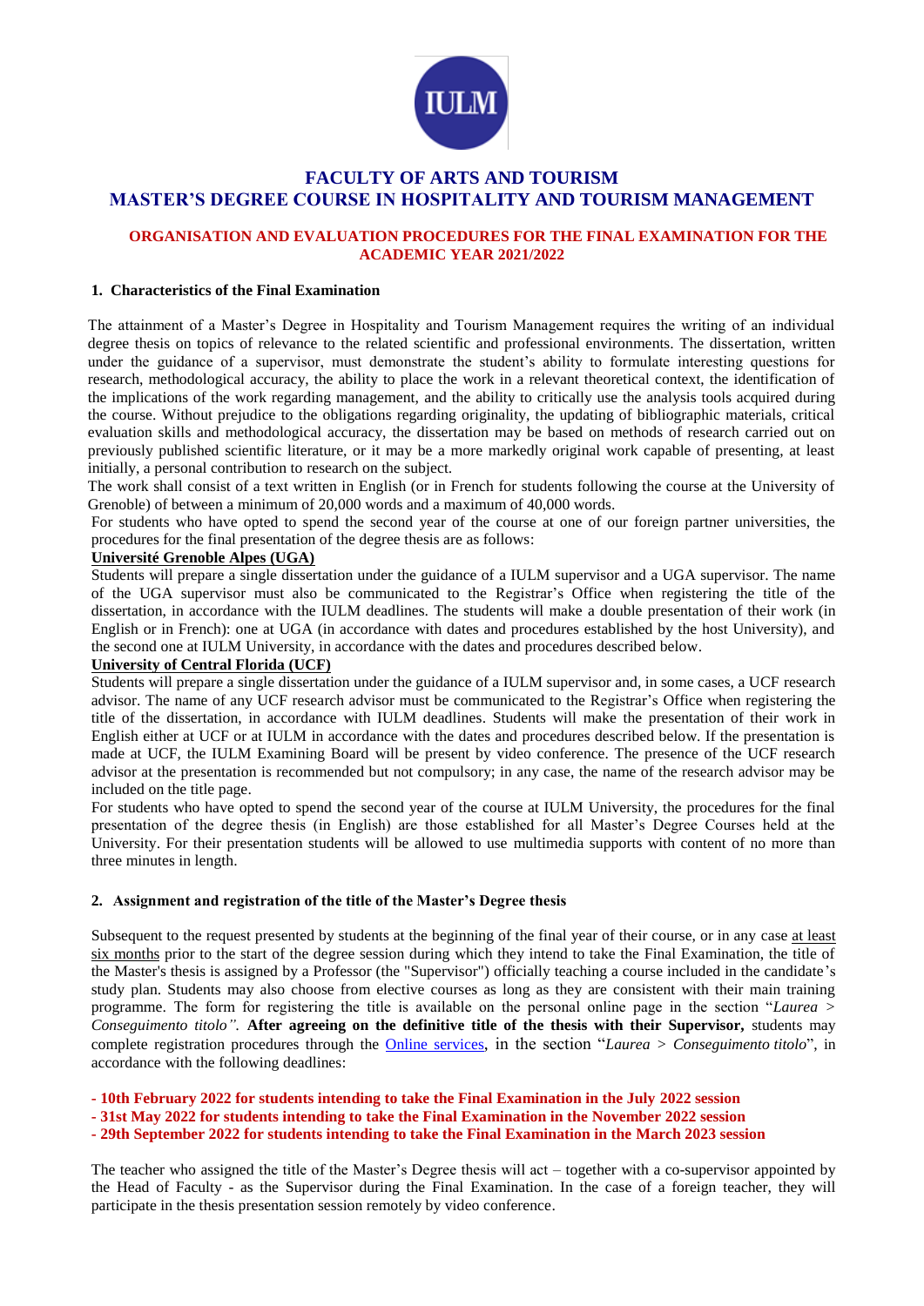# FACULTY OF ARTS AND TOURISM
# MASTER'S DEGREE COURSE IN HOSPITALITY AND TOURISM MANAGEMENT

## ORGANISATION AND EVALUATION PROCEDURES FOR THE FINAL EXAMINATION FOR THE ACADEMIC YEAR 2021/2022

### 1. Characteristics of the Final Examination

The attainment of a Master's Degree in Hospitality and Tourism Management requires the writing of an individual degree thesis on topics of relevance to the related scientific and professional environments. The dissertation, written under the guidance of a supervisor, must demonstrate the student's ability to formulate interesting questions for research, methodological accuracy, the ability to place the work in a relevant theoretical context, the identification of the implications of the work regarding management, and the ability to critically use the analysis tools acquired during the course. Without prejudice to the obligations regarding originality, the updating of bibliographic materials, critical evaluation skills and methodological accuracy, the dissertation may be based on methods of research carried out on previously published scientific literature, or it may be a more markedly original work capable of presenting, at least initially, a personal contribution to research on the subject.

The work shall consist of a text written in English (or in French for students following the course at the University of Grenoble) of between a minimum of 20,000 words and a maximum of 40,000 words.

For students who have opted to spend the second year of the course at one of our foreign partner universities, the procedures for the final presentation of the degree thesis are as follows:

**Université Grenoble Alpes (UGA)**

Students will prepare a single dissertation under the guidance of a IULM supervisor and a UGA supervisor. The name of the UGA supervisor must also be communicated to the Registrar's Office when registering the title of the dissertation, in accordance with the IULM deadlines. The students will make a double presentation of their work (in English or in French): one at UGA (in accordance with dates and procedures established by the host University), and the second one at IULM University, in accordance with the dates and procedures described below.

**University of Central Florida (UCF)**

Students will prepare a single dissertation under the guidance of a IULM supervisor and, in some cases, a UCF research advisor. The name of any UCF research advisor must be communicated to the Registrar's Office when registering the title of the dissertation, in accordance with IULM deadlines. Students will make the presentation of their work in English either at UCF or at IULM in accordance with the dates and procedures described below. If the presentation is made at UCF, the IULM Examining Board will be present by video conference. The presence of the UCF research advisor at the presentation is recommended but not compulsory; in any case, the name of the research advisor may be included on the title page.

For students who have opted to spend the second year of the course at IULM University, the procedures for the final presentation of the degree thesis (in English) are those established for all Master's Degree Courses held at the University. For their presentation students will be allowed to use multimedia supports with content of no more than three minutes in length.

### 2. Assignment and registration of the title of the Master's Degree thesis

Subsequent to the request presented by students at the beginning of the final year of their course, or in any case at least six months prior to the start of the degree session during which they intend to take the Final Examination, the title of the Master's thesis is assigned by a Professor (the "Supervisor") officially teaching a course included in the candidate's study plan. Students may also choose from elective courses as long as they are consistent with their main training programme. The form for registering the title is available on the personal online page in the section "*Laurea > Conseguimento titolo*". **After agreeing on the definitive title of the thesis with their Supervisor,** students may complete registration procedures through the Online services, in the section "*Laurea > Conseguimento titolo*", in accordance with the following deadlines:

**- 10th February 2022 for students intending to take the Final Examination in the July 2022 session**
**- 31st May 2022 for students intending to take the Final Examination in the November 2022 session**
**- 29th September 2022 for students intending to take the Final Examination in the March 2023 session**

The teacher who assigned the title of the Master's Degree thesis will act – together with a co-supervisor appointed by the Head of Faculty - as the Supervisor during the Final Examination. In the case of a foreign teacher, they will participate in the thesis presentation session remotely by video conference.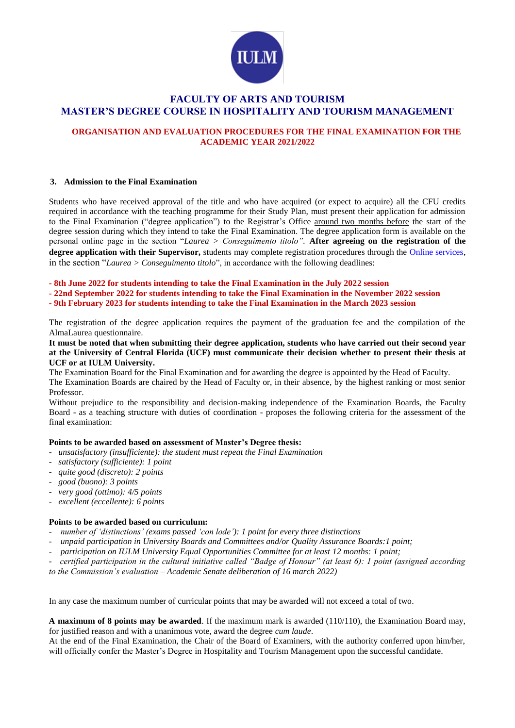# FACULTY OF ARTS AND TOURISM
# MASTER'S DEGREE COURSE IN HOSPITALITY AND TOURISM MANAGEMENT

## ORGANISATION AND EVALUATION PROCEDURES FOR THE FINAL EXAMINATION FOR THE ACADEMIC YEAR 2021/2022

### 3. Admission to the Final Examination

Students who have received approval of the title and who have acquired (or expect to acquire) all the CFU credits required in accordance with the teaching programme for their Study Plan, must present their application for admission to the Final Examination ("degree application") to the Registrar's Office around two months before the start of the degree session during which they intend to take the Final Examination. The degree application form is available on the personal online page in the section "*Laurea > Conseguimento titolo". ***After agreeing on the registration of the degree application with their Supervisor,** students may complete registration procedures through the Online services**,** in the section "*Laurea > Conseguimento titolo*", in accordance with the following deadlines:

**- 8th June 2022 for students intending to take the Final Examination in the July 2022 session**
**- 22nd September 2022 for students intending to take the Final Examination in the November 2022 session**
**- 9th February 2023 for students intending to take the Final Examination in the March 2023 session**

The registration of the degree application requires the payment of the graduation fee and the compilation of the AlmaLaurea questionnaire.

**It must be noted that when submitting their degree application, students who have carried out their second year at the University of Central Florida (UCF) must communicate their decision whether to present their thesis at UCF or at IULM University.**

The Examination Board for the Final Examination and for awarding the degree is appointed by the Head of Faculty.

The Examination Boards are chaired by the Head of Faculty or, in their absence, by the highest ranking or most senior Professor.

Without prejudice to the responsibility and decision-making independence of the Examination Boards, the Faculty Board - as a teaching structure with duties of coordination - proposes the following criteria for the assessment of the final examination:

**Points to be awarded based on assessment of Master's Degree thesis:**

- *unsatisfactory (insufficiente): the student must repeat the Final Examination*
- *satisfactory (sufficiente): 1 point*
- *quite good (discreto): 2 points*
- *good (buono): 3 points*
- *very good (ottimo): 4/5 points*
- *excellent (eccellente): 6 points*

**Points to be awarded based on curriculum:**

- *number of 'distinctions' (exams passed 'con lode'): 1 point for every three distinctions*
- *unpaid participation in University Boards and Committees and/or Quality Assurance Boards:1 point;*
- *participation on IULM University Equal Opportunities Committee for at least 12 months: 1 point;*
- *certified participation in the cultural initiative called "Badge of Honour" (at least 6): 1 point (assigned according to the Commission's evaluation – Academic Senate deliberation of 16 march 2022)*

In any case the maximum number of curricular points that may be awarded will not exceed a total of two.

**A maximum of 8 points may be awarded**. If the maximum mark is awarded (110/110), the Examination Board may, for justified reason and with a unanimous vote, award the degree *cum laude*.

At the end of the Final Examination, the Chair of the Board of Examiners, with the authority conferred upon him/her, will officially confer the Master's Degree in Hospitality and Tourism Management upon the successful candidate.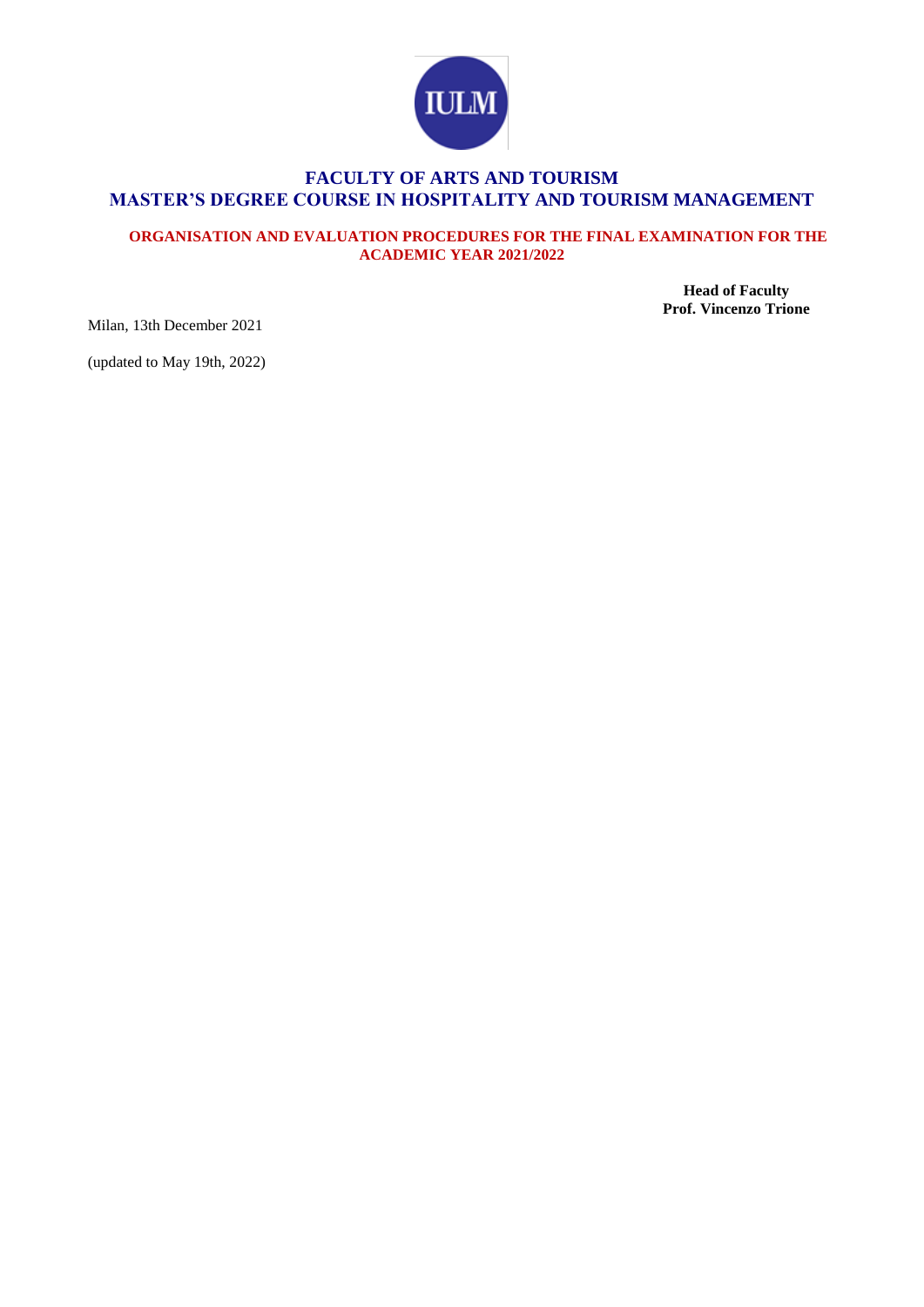# FACULTY OF ARTS AND TOURISM
# MASTER'S DEGREE COURSE IN HOSPITALITY AND TOURISM MANAGEMENT

## ORGANISATION AND EVALUATION PROCEDURES FOR THE FINAL EXAMINATION FOR THE ACADEMIC YEAR 2021/2022

**Head of Faculty**
**Prof. Vincenzo Trione**

Milan, 13th December 2021

(updated to May 19th, 2022)